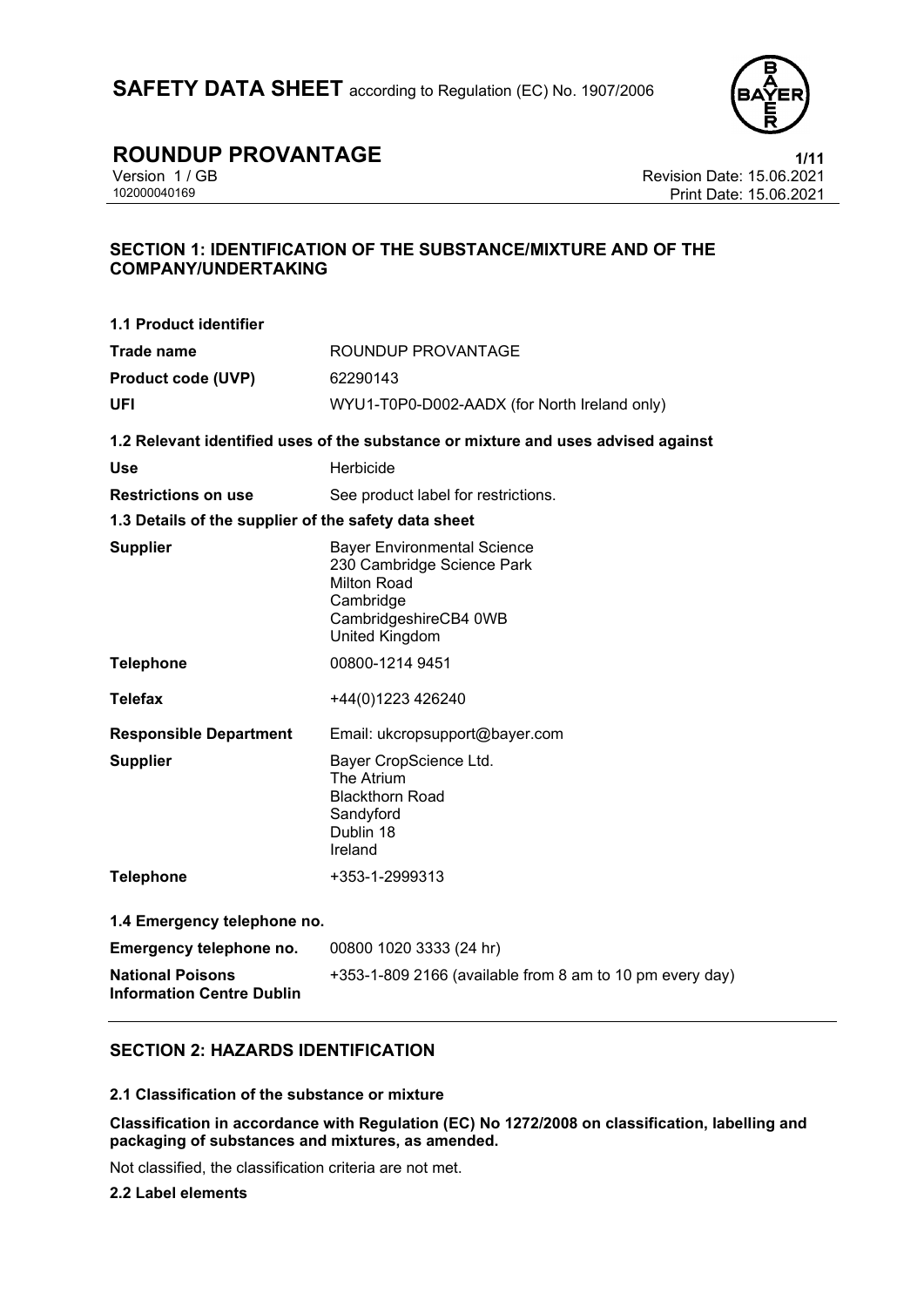# SAFETY DATA SHEET according to Regulation (EC) No. 1907/2006

## ROUNDUP PROVANTAGE

Version 1 / GB
102000040169

Revision Date: 15.06.2021
Print Date: 15.06.2021

## SECTION 1: IDENTIFICATION OF THE SUBSTANCE/MIXTURE AND OF THE COMPANY/UNDERTAKING

### 1.1 Product identifier

| | |
|---|---|
| **Trade name** | ROUNDUP PROVANTAGE |
| **Product code (UVP)** | 62290143 |
| **UFI** | WYU1-T0P0-D002-AADX (for North Ireland only) |

### 1.2 Relevant identified uses of the substance or mixture and uses advised against

| | |
|---|---|
| **Use** | Herbicide |
| **Restrictions on use** | See product label for restrictions. |

### 1.3 Details of the supplier of the safety data sheet

| | |
|---|---|
| **Supplier** | Bayer Environmental Science<br>230 Cambridge Science Park<br>Milton Road<br>Cambridge<br>CambridgeshireCB4 0WB<br>United Kingdom |
| **Telephone** | 00800-1214 9451 |
| **Telefax** | +44(0)1223 426240 |
| **Responsible Department** | Email: ukcropsupport@bayer.com |
| **Supplier** | Bayer CropScience Ltd.<br>The Atrium<br>Blackthorn Road<br>Sandyford<br>Dublin 18<br>Ireland |
| **Telephone** | +353-1-2999313 |

### 1.4 Emergency telephone no.

| | |
|---|---|
| **Emergency telephone no.** | 00800 1020 3333 (24 hr) |
| **National Poisons Information Centre Dublin** | +353-1-809 2166 (available from 8 am to 10 pm every day) |

## SECTION 2: HAZARDS IDENTIFICATION

### 2.1 Classification of the substance or mixture

**Classification in accordance with Regulation (EC) No 1272/2008 on classification, labelling and packaging of substances and mixtures, as amended.**

Not classified, the classification criteria are not met.

### 2.2 Label elements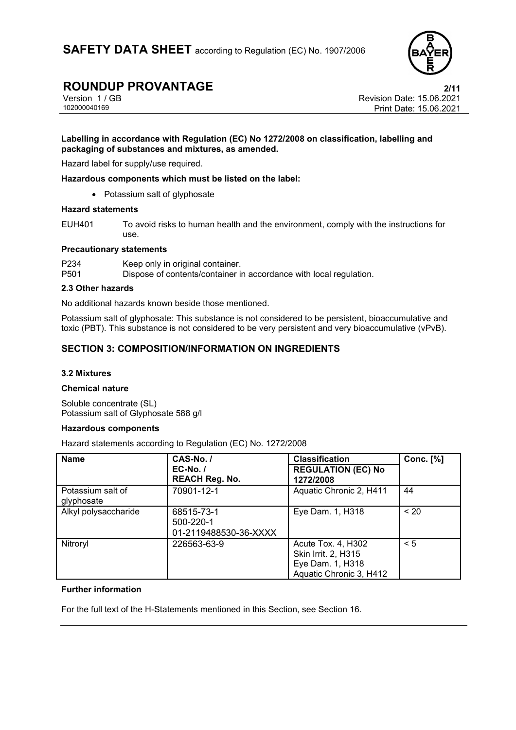**Labelling in accordance with Regulation (EC) No 1272/2008 on classification, labelling and packaging of substances and mixtures, as amended.**

Hazard label for supply/use required.

**Hazardous components which must be listed on the label:**

- Potassium salt of glyphosate

**Hazard statements**

EUH401 To avoid risks to human health and the environment, comply with the instructions for use.

**Precautionary statements**

P234 Keep only in original container.
P501 Dispose of contents/container in accordance with local regulation.

**2.3 Other hazards**

No additional hazards known beside those mentioned.

Potassium salt of glyphosate: This substance is not considered to be persistent, bioaccumulative and toxic (PBT). This substance is not considered to be very persistent and very bioaccumulative (vPvB).

## SECTION 3: COMPOSITION/INFORMATION ON INGREDIENTS

**3.2 Mixtures**

**Chemical nature**

Soluble concentrate (SL)
Potassium salt of Glyphosate 588 g/l

**Hazardous components**

Hazard statements according to Regulation (EC) No. 1272/2008

| Name | CAS-No. / EC-No. / REACH Reg. No. | Classification REGULATION (EC) No 1272/2008 | Conc. [%] |
|---|---|---|---|
| Potassium salt of glyphosate | 70901-12-1 | Aquatic Chronic 2, H411 | 44 |
| Alkyl polysaccharide | 68515-73-1<br>500-220-1<br>01-2119488530-36-XXXX | Eye Dam. 1, H318 | < 20 |
| Nitroryl | 226563-63-9 | Acute Tox. 4, H302<br>Skin Irrit. 2, H315<br>Eye Dam. 1, H318<br>Aquatic Chronic 3, H412 | < 5 |

**Further information**

For the full text of the H-Statements mentioned in this Section, see Section 16.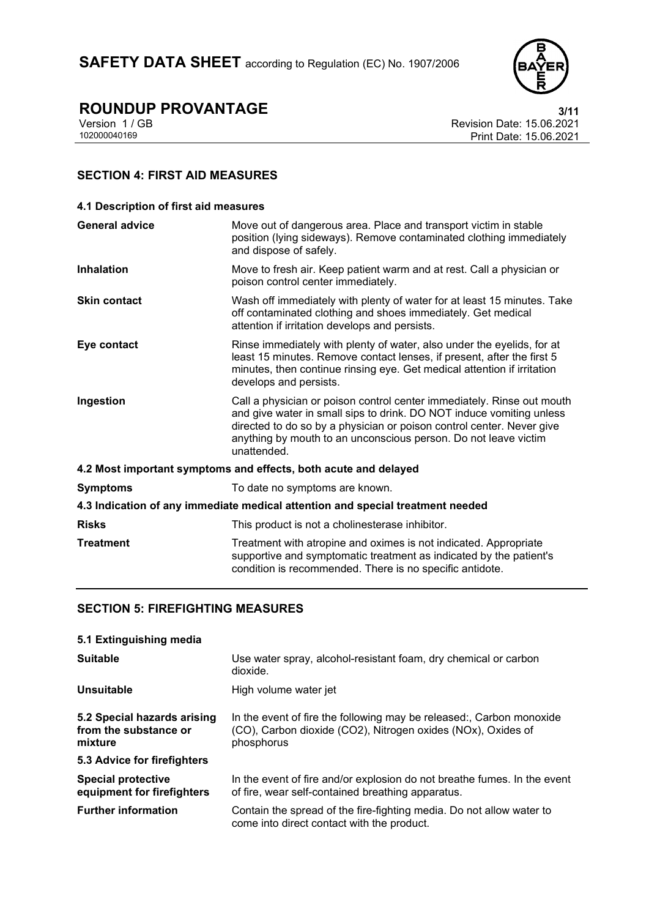## SECTION 4: FIRST AID MEASURES

### 4.1 Description of first aid measures

| | |
|---|---|
| **General advice** | Move out of dangerous area. Place and transport victim in stable position (lying sideways). Remove contaminated clothing immediately and dispose of safely. |
| **Inhalation** | Move to fresh air. Keep patient warm and at rest. Call a physician or poison control center immediately. |
| **Skin contact** | Wash off immediately with plenty of water for at least 15 minutes. Take off contaminated clothing and shoes immediately. Get medical attention if irritation develops and persists. |
| **Eye contact** | Rinse immediately with plenty of water, also under the eyelids, for at least 15 minutes. Remove contact lenses, if present, after the first 5 minutes, then continue rinsing eye. Get medical attention if irritation develops and persists. |
| **Ingestion** | Call a physician or poison control center immediately. Rinse out mouth and give water in small sips to drink. DO NOT induce vomiting unless directed to do so by a physician or poison control center. Never give anything by mouth to an unconscious person. Do not leave victim unattended. |

### 4.2 Most important symptoms and effects, both acute and delayed

| | |
|---|---|
| **Symptoms** | To date no symptoms are known. |

### 4.3 Indication of any immediate medical attention and special treatment needed

| | |
|---|---|
| **Risks** | This product is not a cholinesterase inhibitor. |
| **Treatment** | Treatment with atropine and oximes is not indicated. Appropriate supportive and symptomatic treatment as indicated by the patient's condition is recommended. There is no specific antidote. |

## SECTION 5: FIREFIGHTING MEASURES

### 5.1 Extinguishing media

| | |
|---|---|
| **Suitable** | Use water spray, alcohol-resistant foam, dry chemical or carbon dioxide. |
| **Unsuitable** | High volume water jet |
| **5.2 Special hazards arising from the substance or mixture** | In the event of fire the following may be released:, Carbon monoxide (CO), Carbon dioxide ($CO_2$), Nitrogen oxides ($NO_x$), Oxides of phosphorus |

### 5.3 Advice for firefighters

| | |
|---|---|
| **Special protective equipment for firefighters** | In the event of fire and/or explosion do not breathe fumes. In the event of fire, wear self-contained breathing apparatus. |
| **Further information** | Contain the spread of the fire-fighting media. Do not allow water to come into direct contact with the product. |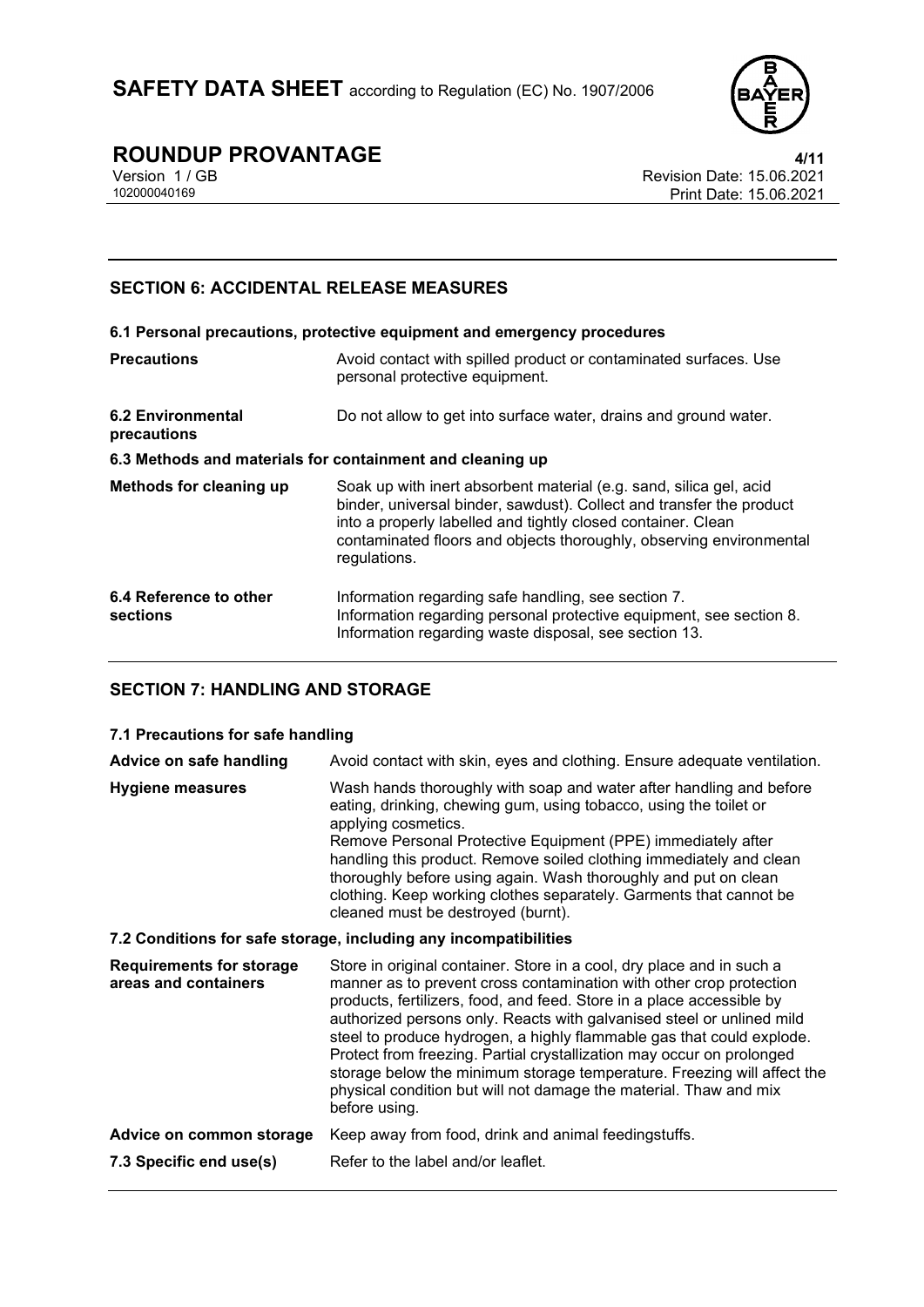## SECTION 6: ACCIDENTAL RELEASE MEASURES

### 6.1 Personal precautions, protective equipment and emergency procedures

| | |
|---|---|
| **Precautions** | Avoid contact with spilled product or contaminated surfaces. Use personal protective equipment. |
| **6.2 Environmental precautions** | Do not allow to get into surface water, drains and ground water. |

### 6.3 Methods and materials for containment and cleaning up

| | |
|---|---|
| **Methods for cleaning up** | Soak up with inert absorbent material (e.g. sand, silica gel, acid binder, universal binder, sawdust). Collect and transfer the product into a properly labelled and tightly closed container. Clean contaminated floors and objects thoroughly, observing environmental regulations. |
| **6.4 Reference to other sections** | Information regarding safe handling, see section 7.<br>Information regarding personal protective equipment, see section 8.<br>Information regarding waste disposal, see section 13. |

## SECTION 7: HANDLING AND STORAGE

### 7.1 Precautions for safe handling

| | |
|---|---|
| **Advice on safe handling** | Avoid contact with skin, eyes and clothing. Ensure adequate ventilation. |
| **Hygiene measures** | Wash hands thoroughly with soap and water after handling and before eating, drinking, chewing gum, using tobacco, using the toilet or applying cosmetics.<br>Remove Personal Protective Equipment (PPE) immediately after handling this product. Remove soiled clothing immediately and clean thoroughly before using again. Wash thoroughly and put on clean clothing. Keep working clothes separately. Garments that cannot be cleaned must be destroyed (burnt). |

### 7.2 Conditions for safe storage, including any incompatibilities

| | |
|---|---|
| **Requirements for storage areas and containers** | Store in original container. Store in a cool, dry place and in such a manner as to prevent cross contamination with other crop protection products, fertilizers, food, and feed. Store in a place accessible by authorized persons only. Reacts with galvanised steel or unlined mild steel to produce hydrogen, a highly flammable gas that could explode. Protect from freezing. Partial crystallization may occur on prolonged storage below the minimum storage temperature. Freezing will affect the physical condition but will not damage the material. Thaw and mix before using. |
| **Advice on common storage** | Keep away from food, drink and animal feedingstuffs. |
| **7.3 Specific end use(s)** | Refer to the label and/or leaflet. |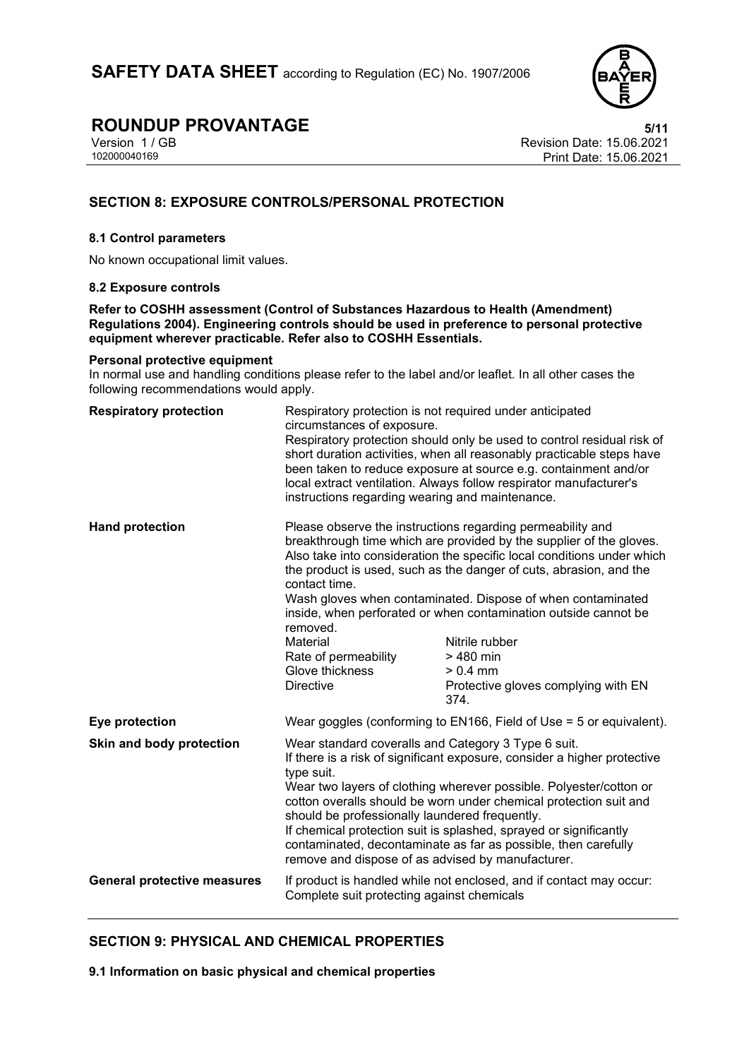## SECTION 8: EXPOSURE CONTROLS/PERSONAL PROTECTION

### 8.1 Control parameters

No known occupational limit values.

### 8.2 Exposure controls

**Refer to COSHH assessment (Control of Substances Hazardous to Health (Amendment) Regulations 2004). Engineering controls should be used in preference to personal protective equipment wherever practicable. Refer also to COSHH Essentials.**

**Personal protective equipment**

In normal use and handling conditions please refer to the label and/or leaflet. In all other cases the following recommendations would apply.

**Respiratory protection**

Respiratory protection is not required under anticipated circumstances of exposure.
Respiratory protection should only be used to control residual risk of short duration activities, when all reasonably practicable steps have been taken to reduce exposure at source e.g. containment and/or local extract ventilation. Always follow respirator manufacturer's instructions regarding wearing and maintenance.

**Hand protection**

Please observe the instructions regarding permeability and breakthrough time which are provided by the supplier of the gloves. Also take into consideration the specific local conditions under which the product is used, such as the danger of cuts, abrasion, and the contact time.
Wash gloves when contaminated. Dispose of when contaminated inside, when perforated or when contamination outside cannot be removed.

| | |
|---|---|
| Material | Nitrile rubber |
| Rate of permeability | > 480 min |
| Glove thickness | > 0.4 mm |
| Directive | Protective gloves complying with EN 374. |

**Eye protection**

Wear goggles (conforming to EN166, Field of Use = 5 or equivalent).

**Skin and body protection**

Wear standard coveralls and Category 3 Type 6 suit.
If there is a risk of significant exposure, consider a higher protective type suit.
Wear two layers of clothing wherever possible. Polyester/cotton or cotton overalls should be worn under chemical protection suit and should be professionally laundered frequently.
If chemical protection suit is splashed, sprayed or significantly contaminated, decontaminate as far as possible, then carefully remove and dispose of as advised by manufacturer.

**General protective measures**

If product is handled while not enclosed, and if contact may occur: Complete suit protecting against chemicals

## SECTION 9: PHYSICAL AND CHEMICAL PROPERTIES

### 9.1 Information on basic physical and chemical properties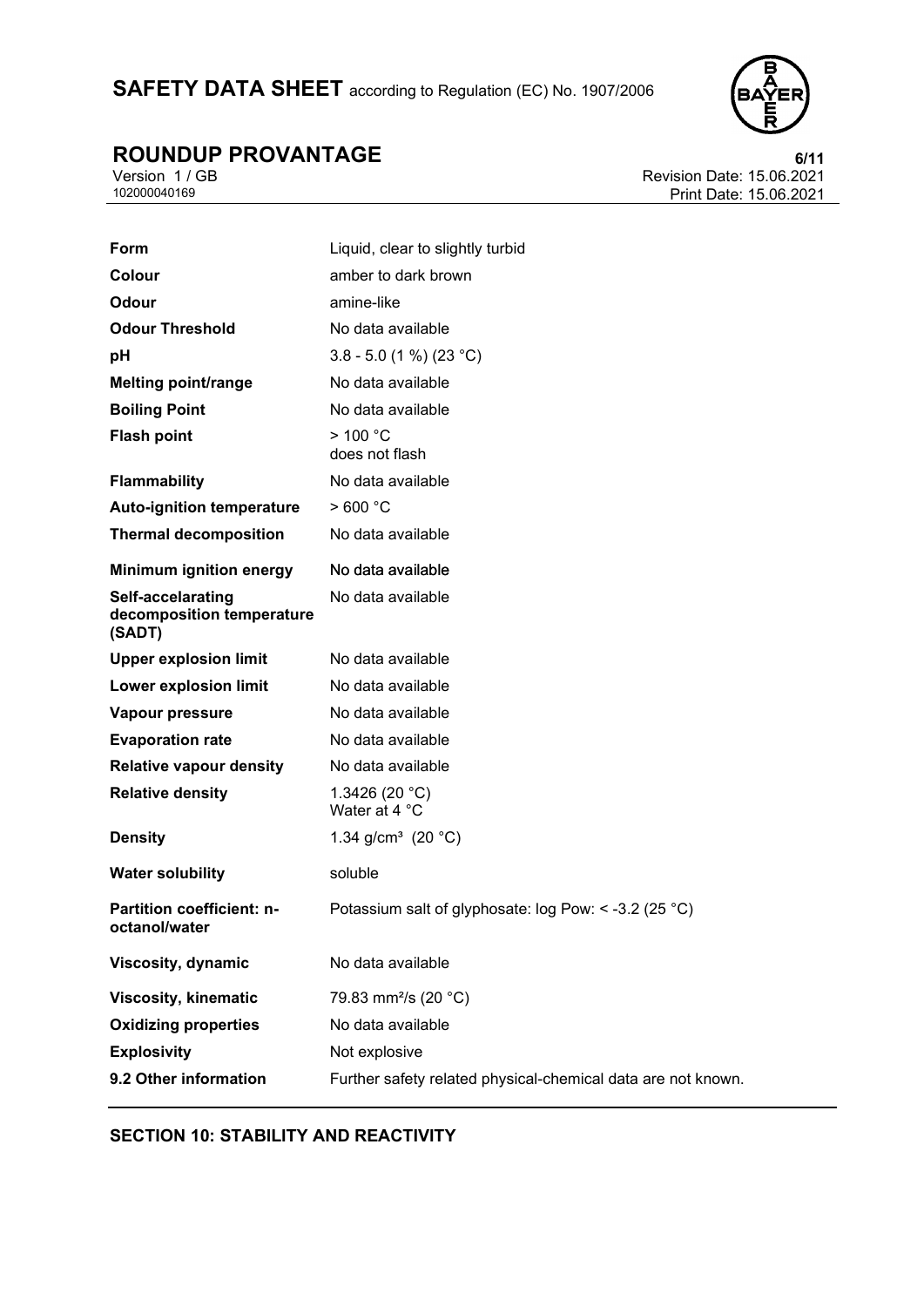| | |
|---|---|
| **Form** | Liquid, clear to slightly turbid |
| **Colour** | amber to dark brown |
| **Odour** | amine-like |
| **Odour Threshold** | No data available |
| **pH** | 3.8 - 5.0 (1 %) (23 °C) |
| **Melting point/range** | No data available |
| **Boiling Point** | No data available |
| **Flash point** | > 100 °C<br>does not flash |
| **Flammability** | No data available |
| **Auto-ignition temperature** | > 600 °C |
| **Thermal decomposition** | No data available |
| **Minimum ignition energy** | No data available |
| **Self-accelarating decomposition temperature (SADT)** | No data available |
| **Upper explosion limit** | No data available |
| **Lower explosion limit** | No data available |
| **Vapour pressure** | No data available |
| **Evaporation rate** | No data available |
| **Relative vapour density** | No data available |
| **Relative density** | 1.3426 (20 °C)<br>Water at 4 °C |
| **Density** | 1.34 g/cm³ (20 °C) |
| **Water solubility** | soluble |
| **Partition coefficient: n-octanol/water** | Potassium salt of glyphosate: log Pow: < -3.2 (25 °C) |
| **Viscosity, dynamic** | No data available |
| **Viscosity, kinematic** | 79.83 mm²/s (20 °C) |
| **Oxidizing properties** | No data available |
| **Explosivity** | Not explosive |
| **9.2 Other information** | Further safety related physical-chemical data are not known. |

## SECTION 10: STABILITY AND REACTIVITY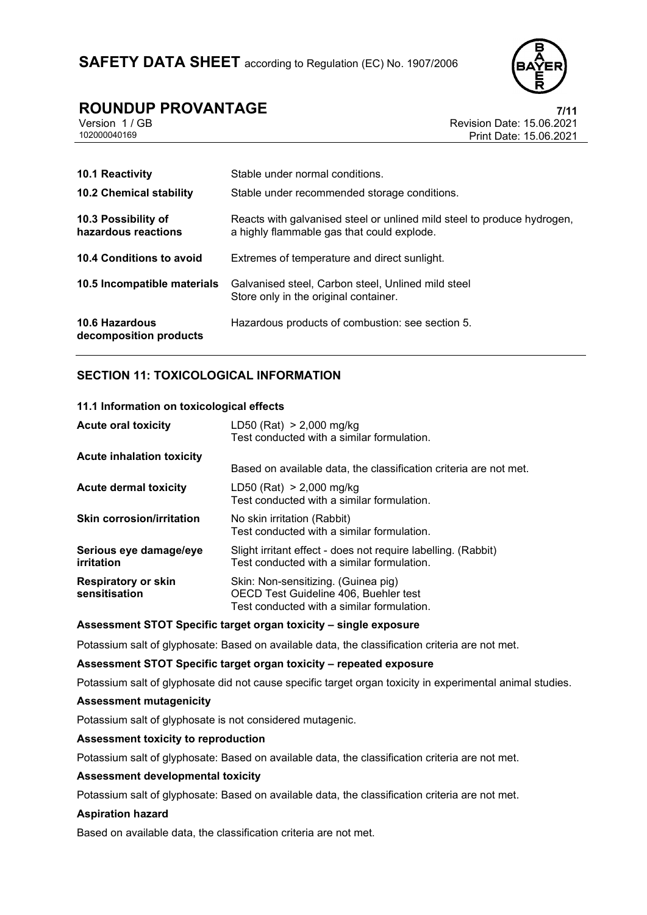| | |
|---|---|
| **10.1 Reactivity** | Stable under normal conditions. |
| **10.2 Chemical stability** | Stable under recommended storage conditions. |
| **10.3 Possibility of hazardous reactions** | Reacts with galvanised steel or unlined mild steel to produce hydrogen, a highly flammable gas that could explode. |
| **10.4 Conditions to avoid** | Extremes of temperature and direct sunlight. |
| **10.5 Incompatible materials** | Galvanised steel, Carbon steel, Unlined mild steel<br>Store only in the original container. |
| **10.6 Hazardous decomposition products** | Hazardous products of combustion: see section 5. |

## SECTION 11: TOXICOLOGICAL INFORMATION

### 11.1 Information on toxicological effects

| | |
|---|---|
| **Acute oral toxicity** | LD50 (Rat) > 2,000 mg/kg<br>Test conducted with a similar formulation. |
| **Acute inhalation toxicity** | Based on available data, the classification criteria are not met. |
| **Acute dermal toxicity** | LD50 (Rat) > 2,000 mg/kg<br>Test conducted with a similar formulation. |
| **Skin corrosion/irritation** | No skin irritation (Rabbit)<br>Test conducted with a similar formulation. |
| **Serious eye damage/eye irritation** | Slight irritant effect - does not require labelling. (Rabbit)<br>Test conducted with a similar formulation. |
| **Respiratory or skin sensitisation** | Skin: Non-sensitizing. (Guinea pig)<br>OECD Test Guideline 406, Buehler test<br>Test conducted with a similar formulation. |

**Assessment STOT Specific target organ toxicity – single exposure**

Potassium salt of glyphosate: Based on available data, the classification criteria are not met.

**Assessment STOT Specific target organ toxicity – repeated exposure**

Potassium salt of glyphosate did not cause specific target organ toxicity in experimental animal studies.

**Assessment mutagenicity**

Potassium salt of glyphosate is not considered mutagenic.

**Assessment toxicity to reproduction**

Potassium salt of glyphosate: Based on available data, the classification criteria are not met.

**Assessment developmental toxicity**

Potassium salt of glyphosate: Based on available data, the classification criteria are not met.

**Aspiration hazard**

Based on available data, the classification criteria are not met.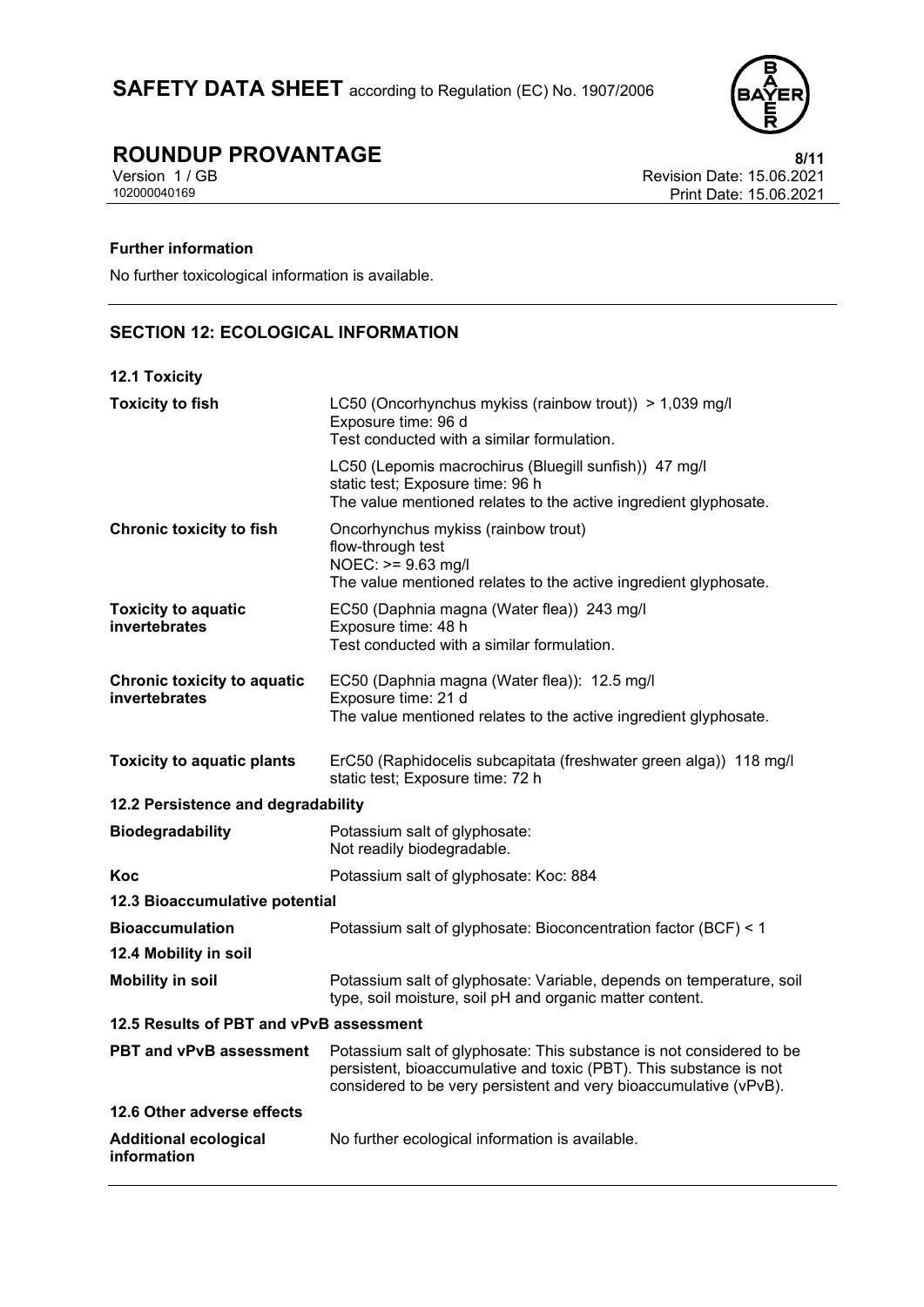**Further information**

No further toxicological information is available.

## SECTION 12: ECOLOGICAL INFORMATION

**12.1 Toxicity**

| | |
|---|---|
| **Toxicity to fish** | LC50 (Oncorhynchus mykiss (rainbow trout)) > 1,039 mg/l<br>Exposure time: 96 d<br>Test conducted with a similar formulation. |
| | LC50 (Lepomis macrochirus (Bluegill sunfish)) 47 mg/l<br>static test; Exposure time: 96 h<br>The value mentioned relates to the active ingredient glyphosate. |
| **Chronic toxicity to fish** | Oncorhynchus mykiss (rainbow trout)<br>flow-through test<br>NOEC: >= 9.63 mg/l<br>The value mentioned relates to the active ingredient glyphosate. |
| **Toxicity to aquatic invertebrates** | EC50 (Daphnia magna (Water flea)) 243 mg/l<br>Exposure time: 48 h<br>Test conducted with a similar formulation. |
| **Chronic toxicity to aquatic invertebrates** | EC50 (Daphnia magna (Water flea)): 12.5 mg/l<br>Exposure time: 21 d<br>The value mentioned relates to the active ingredient glyphosate. |
| **Toxicity to aquatic plants** | ErC50 (Raphidocelis subcapitata (freshwater green alga)) 118 mg/l<br>static test; Exposure time: 72 h |

**12.2 Persistence and degradability**

| | |
|---|---|
| **Biodegradability** | Potassium salt of glyphosate:<br>Not readily biodegradable. |
| **Koc** | Potassium salt of glyphosate: Koc: 884 |

**12.3 Bioaccumulative potential**

| | |
|---|---|
| **Bioaccumulation** | Potassium salt of glyphosate: Bioconcentration factor (BCF) < 1 |

**12.4 Mobility in soil**

| | |
|---|---|
| **Mobility in soil** | Potassium salt of glyphosate: Variable, depends on temperature, soil type, soil moisture, soil pH and organic matter content. |

**12.5 Results of PBT and vPvB assessment**

| | |
|---|---|
| **PBT and vPvB assessment** | Potassium salt of glyphosate: This substance is not considered to be persistent, bioaccumulative and toxic (PBT). This substance is not considered to be very persistent and very bioaccumulative (vPvB). |

**12.6 Other adverse effects**

| | |
|---|---|
| **Additional ecological information** | No further ecological information is available. |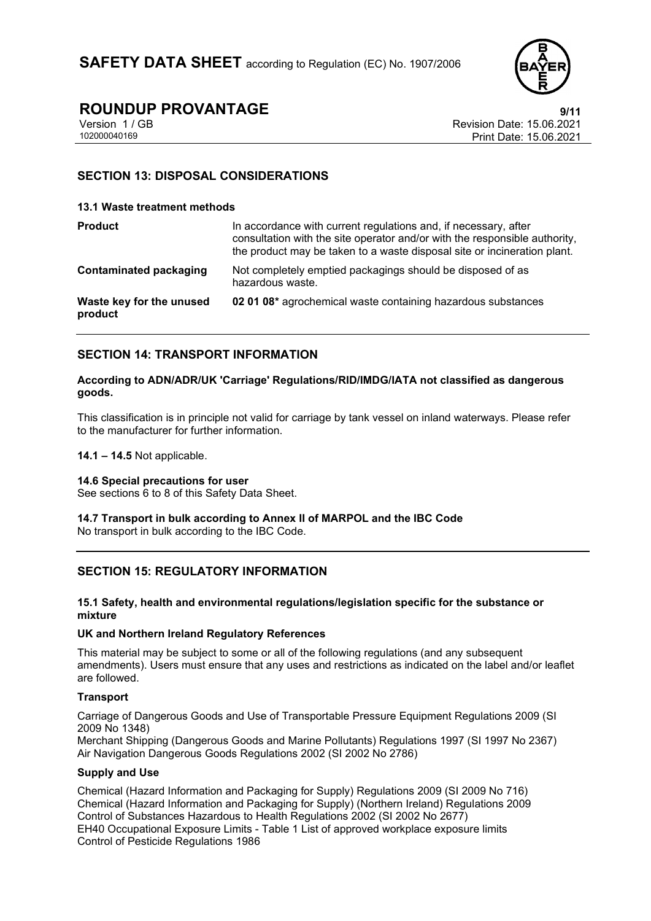## SECTION 13: DISPOSAL CONSIDERATIONS

### 13.1 Waste treatment methods

| | |
|---|---|
| **Product** | In accordance with current regulations and, if necessary, after consultation with the site operator and/or with the responsible authority, the product may be taken to a waste disposal site or incineration plant. |
| **Contaminated packaging** | Not completely emptied packagings should be disposed of as hazardous waste. |
| **Waste key for the unused product** | **02 01 08*** agrochemical waste containing hazardous substances |

## SECTION 14: TRANSPORT INFORMATION

**According to ADN/ADR/UK 'Carriage' Regulations/RID/IMDG/IATA not classified as dangerous goods.**

This classification is in principle not valid for carriage by tank vessel on inland waterways. Please refer to the manufacturer for further information.

**14.1 – 14.5** Not applicable.

**14.6 Special precautions for user**
See sections 6 to 8 of this Safety Data Sheet.

**14.7 Transport in bulk according to Annex II of MARPOL and the IBC Code**
No transport in bulk according to the IBC Code.

## SECTION 15: REGULATORY INFORMATION

### 15.1 Safety, health and environmental regulations/legislation specific for the substance or mixture

**UK and Northern Ireland Regulatory References**

This material may be subject to some or all of the following regulations (and any subsequent amendments). Users must ensure that any uses and restrictions as indicated on the label and/or leaflet are followed.

**Transport**

Carriage of Dangerous Goods and Use of Transportable Pressure Equipment Regulations 2009 (SI 2009 No 1348)
Merchant Shipping (Dangerous Goods and Marine Pollutants) Regulations 1997 (SI 1997 No 2367)
Air Navigation Dangerous Goods Regulations 2002 (SI 2002 No 2786)

**Supply and Use**

Chemical (Hazard Information and Packaging for Supply) Regulations 2009 (SI 2009 No 716)
Chemical (Hazard Information and Packaging for Supply) (Northern Ireland) Regulations 2009
Control of Substances Hazardous to Health Regulations 2002 (SI 2002 No 2677)
EH40 Occupational Exposure Limits - Table 1 List of approved workplace exposure limits
Control of Pesticide Regulations 1986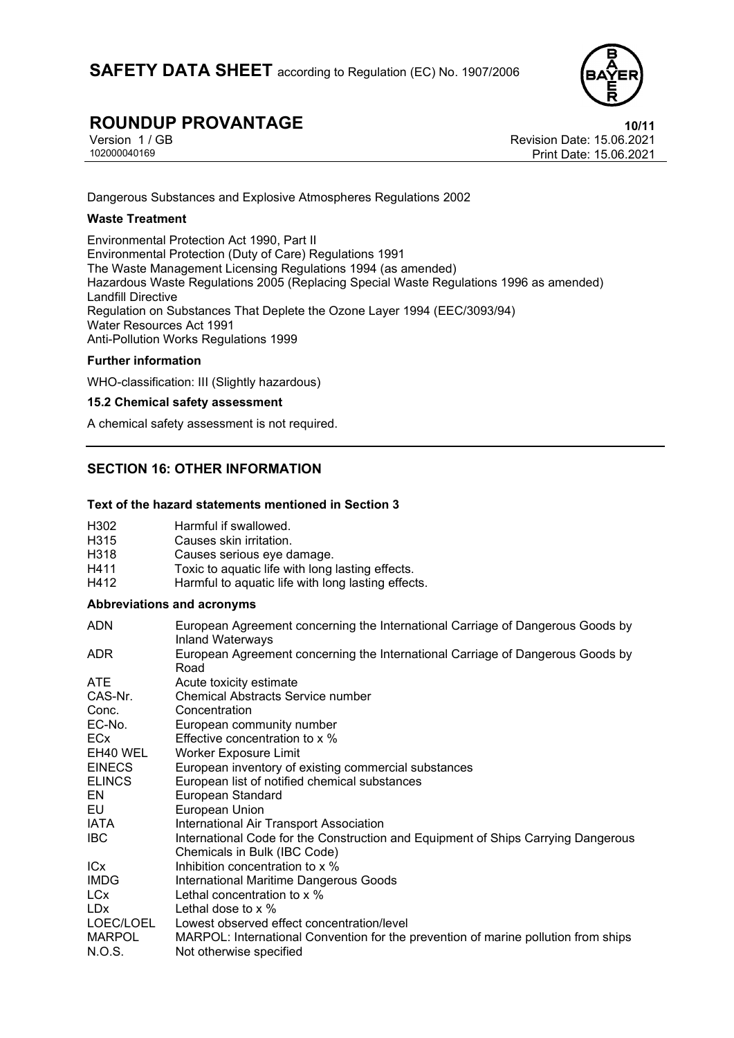Dangerous Substances and Explosive Atmospheres Regulations 2002

**Waste Treatment**

Environmental Protection Act 1990, Part II
Environmental Protection (Duty of Care) Regulations 1991
The Waste Management Licensing Regulations 1994 (as amended)
Hazardous Waste Regulations 2005 (Replacing Special Waste Regulations 1996 as amended)
Landfill Directive
Regulation on Substances That Deplete the Ozone Layer 1994 (EEC/3093/94)
Water Resources Act 1991
Anti-Pollution Works Regulations 1999

**Further information**

WHO-classification: III (Slightly hazardous)

**15.2 Chemical safety assessment**

A chemical safety assessment is not required.

## SECTION 16: OTHER INFORMATION

**Text of the hazard statements mentioned in Section 3**

| | |
|---|---|
| H302 | Harmful if swallowed. |
| H315 | Causes skin irritation. |
| H318 | Causes serious eye damage. |
| H411 | Toxic to aquatic life with long lasting effects. |
| H412 | Harmful to aquatic life with long lasting effects. |

**Abbreviations and acronyms**

| | |
|---|---|
| ADN | European Agreement concerning the International Carriage of Dangerous Goods by Inland Waterways |
| ADR | European Agreement concerning the International Carriage of Dangerous Goods by Road |
| ATE | Acute toxicity estimate |
| CAS-Nr. | Chemical Abstracts Service number |
| Conc. | Concentration |
| EC-No. | European community number |
| ECx | Effective concentration to x % |
| EH40 WEL | Worker Exposure Limit |
| EINECS | European inventory of existing commercial substances |
| ELINCS | European list of notified chemical substances |
| EN | European Standard |
| EU | European Union |
| IATA | International Air Transport Association |
| IBC | International Code for the Construction and Equipment of Ships Carrying Dangerous Chemicals in Bulk (IBC Code) |
| ICx | Inhibition concentration to x % |
| IMDG | International Maritime Dangerous Goods |
| LCx | Lethal concentration to x % |
| LDx | Lethal dose to x % |
| LOEC/LOEL | Lowest observed effect concentration/level |
| MARPOL | MARPOL: International Convention for the prevention of marine pollution from ships |
| N.O.S. | Not otherwise specified |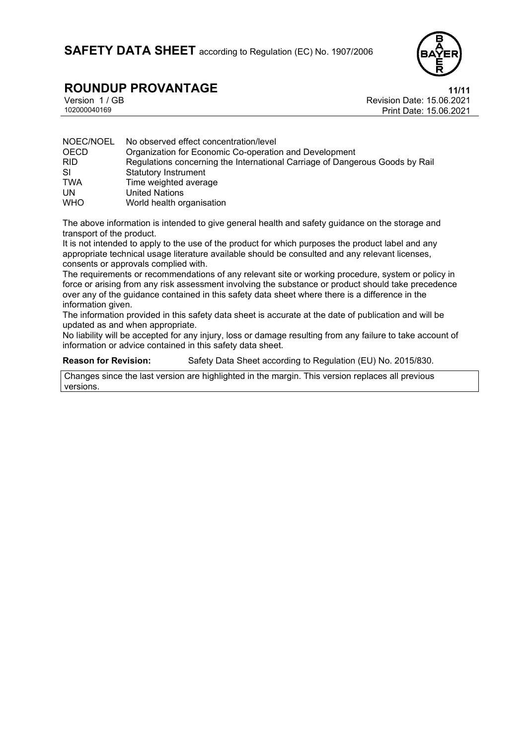| | |
|---|---|
| NOEC/NOEL | No observed effect concentration/level |
| OECD | Organization for Economic Co-operation and Development |
| RID | Regulations concerning the International Carriage of Dangerous Goods by Rail |
| SI | Statutory Instrument |
| TWA | Time weighted average |
| UN | United Nations |
| WHO | World health organisation |

The above information is intended to give general health and safety guidance on the storage and transport of the product.

It is not intended to apply to the use of the product for which purposes the product label and any appropriate technical usage literature available should be consulted and any relevant licenses, consents or approvals complied with.

The requirements or recommendations of any relevant site or working procedure, system or policy in force or arising from any risk assessment involving the substance or product should take precedence over any of the guidance contained in this safety data sheet where there is a difference in the information given.

The information provided in this safety data sheet is accurate at the date of publication and will be updated as and when appropriate.

No liability will be accepted for any injury, loss or damage resulting from any failure to take account of information or advice contained in this safety data sheet.

**Reason for Revision:** Safety Data Sheet according to Regulation (EU) No. 2015/830.

Changes since the last version are highlighted in the margin. This version replaces all previous versions.